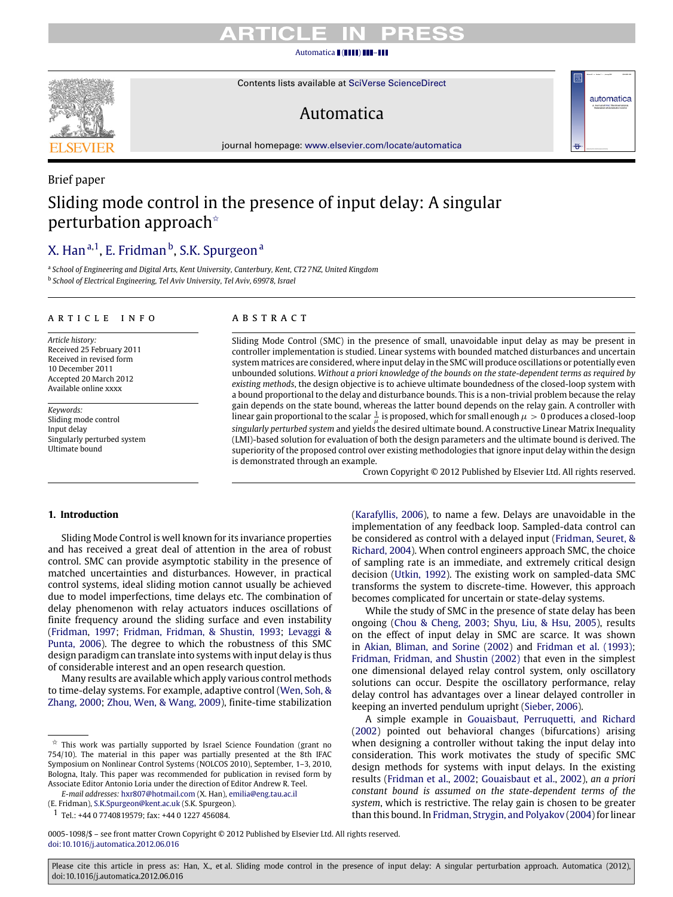Brief paper

# Sliding mode control in the presence of input delay: A singular perturbation approach[☆]

X. Han[a,1], E. Fridman[b], S.K. Spurgeon[a]

[a] School of Engineering and Digital Arts, Kent University, Canterbury, Kent, CT2 7NZ, United Kingdom

[b] School of Electrical Engineering, Tel Aviv University, Tel Aviv, 69978, Israel

## ARTICLE INFO

*Article history:*
Received 25 February 2011
Received in revised form 10 December 2011
Accepted 20 March 2012
Available online xxxx

*Keywords:*
Sliding mode control
Input delay
Singularly perturbed system
Ultimate bound

## ABSTRACT

Sliding Mode Control (SMC) in the presence of small, unavoidable input delay as may be present in controller implementation is studied. Linear systems with bounded matched disturbances and uncertain system matrices are considered, where input delay in the SMC will produce oscillations or potentially even unbounded solutions. *Without a priori knowledge of the bounds on the state-dependent terms as required by existing methods*, the design objective is to achieve ultimate boundedness of the closed-loop system with a bound proportional to the delay and disturbance bounds. This is a non-trivial problem because the relay gain depends on the state bound, whereas the latter bound depends on the relay gain. A controller with linear gain proportional to the scalar $\frac{1}{\mu}$ is proposed, which for small enough $\mu > 0$ produces a closed-loop *singularly perturbed system* and yields the desired ultimate bound. A constructive Linear Matrix Inequality (LMI)-based solution for evaluation of both the design parameters and the ultimate bound is derived. The superiority of the proposed control over existing methodologies that ignore input delay within the design is demonstrated through an example.

Crown Copyright © 2012 Published by Elsevier Ltd. All rights reserved.

## 1. Introduction

Sliding Mode Control is well known for its invariance properties and has received a great deal of attention in the area of robust control. SMC can provide asymptotic stability in the presence of matched uncertainties and disturbances. However, in practical control systems, ideal sliding motion cannot usually be achieved due to model imperfections, time delays etc. The combination of delay phenomenon with relay actuators induces oscillations of finite frequency around the sliding surface and even instability (Fridman, 1997; Fridman, Fridman, & Shustin, 1993; Levaggi & Punta, 2006). The degree to which the robustness of this SMC design paradigm can translate into systems with input delay is thus of considerable interest and an open research question.

Many results are available which apply various control methods to time-delay systems. For example, adaptive control (Wen, Soh, & Zhang, 2000; Zhou, Wen, & Wang, 2009), finite-time stabilization (Karafyllis, 2006), to name a few. Delays are unavoidable in the implementation of any feedback loop. Sampled-data control can be considered as control with a delayed input (Fridman, Seuret, & Richard, 2004). When control engineers approach SMC, the choice of sampling rate is an immediate, and extremely critical design decision (Utkin, 1992). The existing work on sampled-data SMC transforms the system to discrete-time. However, this approach becomes complicated for uncertain or state-delay systems.

While the study of SMC in the presence of state delay has been ongoing (Chou & Cheng, 2003; Shyu, Liu, & Hsu, 2005), results on the effect of input delay in SMC are scarce. It was shown in Akian, Bliman, and Sorine (2002) and Fridman et al. (1993); Fridman, Fridman, and Shustin (2002) that even in the simplest one dimensional delayed relay control system, only oscillatory solutions can occur. Despite the oscillatory performance, relay delay control has advantages over a linear delayed controller in keeping an inverted pendulum upright (Sieber, 2006).

A simple example in Gouaisbaut, Perruquetti, and Richard (2002) pointed out behavioral changes (bifurcations) arising when designing a controller without taking the input delay into consideration. This work motivates the study of specific SMC design methods for systems with input delays. In the existing results (Fridman et al., 2002; Gouaisbaut et al., 2002), *an a priori constant bound is assumed on the state-dependent terms of the system*, which is restrictive. The relay gain is chosen to be greater than this bound. In Fridman, Strygin, and Polyakov (2004) for linear

---

[☆] This work was partially supported by Israel Science Foundation (grant no 754/10). The material in this paper was partially presented at the 8th IFAC Symposium on Nonlinear Control Systems (NOLCOS 2010), September, 1–3, 2010, Bologna, Italy. This paper was recommended for publication in revised form by Associate Editor Antonio Loria under the direction of Editor Andrew R. Teel.

*E-mail addresses:* hxr807@hotmail.com (X. Han), emilia@eng.tau.ac.il (E. Fridman), S.K.Spurgeon@kent.ac.uk (S.K. Spurgeon).

[1] Tel.: +44 0 7740819579; fax: +44 0 1227 456084.

0005-1098/$ – see front matter Crown Copyright © 2012 Published by Elsevier Ltd. All rights reserved.
doi:10.1016/j.automatica.2012.06.016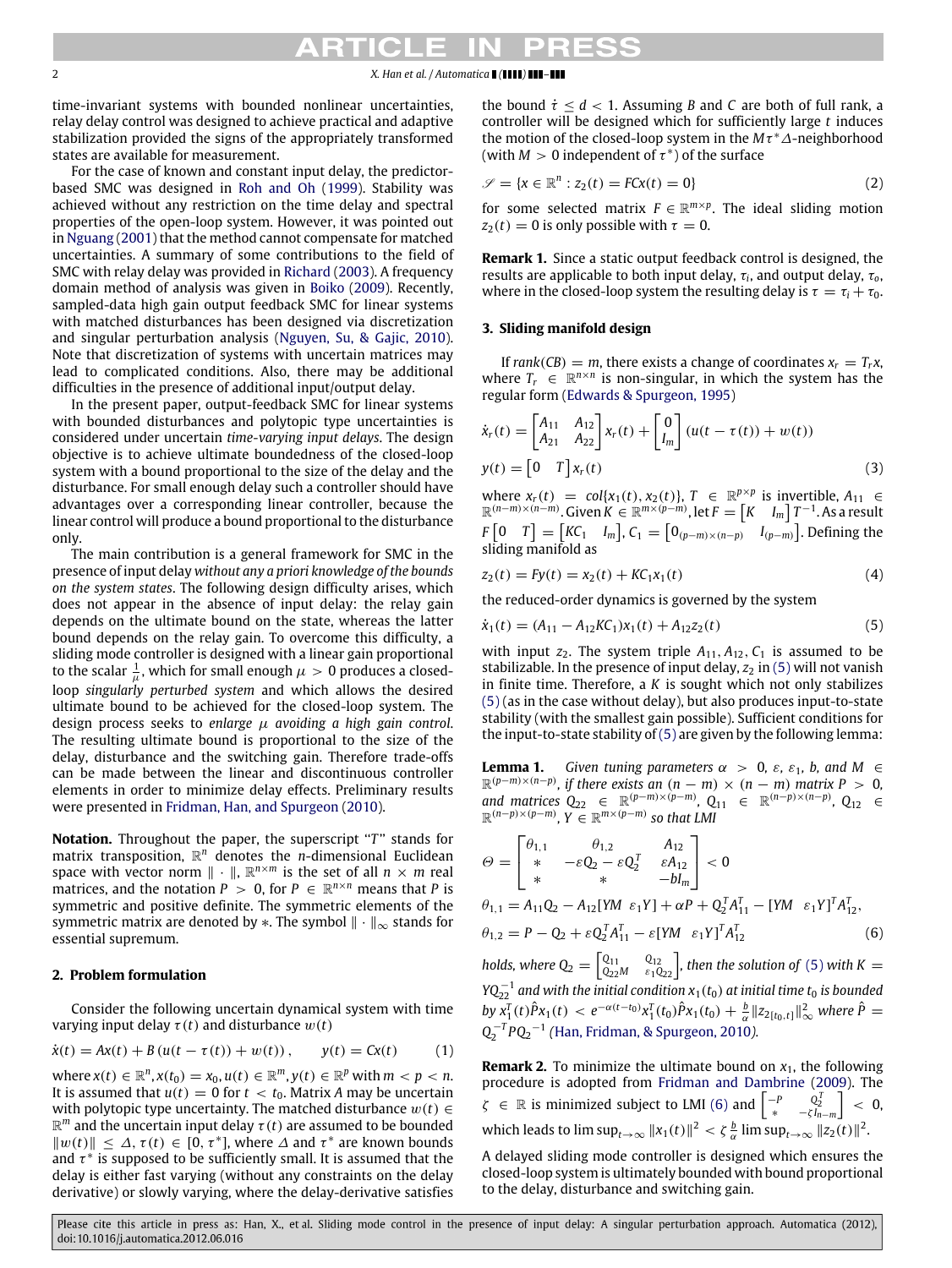time-invariant systems with bounded nonlinear uncertainties, relay delay control was designed to achieve practical and adaptive stabilization provided the signs of the appropriately transformed states are available for measurement.

For the case of known and constant input delay, the predictor-based SMC was designed in Roh and Oh (1999). Stability was achieved without any restriction on the time delay and spectral properties of the open-loop system. However, it was pointed out in Nguang (2001) that the method cannot compensate for matched uncertainties. A summary of some contributions to the field of SMC with relay delay was provided in Richard (2003). A frequency domain method of analysis was given in Boiko (2009). Recently, sampled-data high gain output feedback SMC for linear systems with matched disturbances has been designed via discretization and singular perturbation analysis (Nguyen, Su, & Gajic, 2010). Note that discretization of systems with uncertain matrices may lead to complicated conditions. Also, there may be additional difficulties in the presence of additional input/output delay.

In the present paper, output-feedback SMC for linear systems with bounded disturbances and polytopic type uncertainties is considered under uncertain *time-varying input delays*. The design objective is to achieve ultimate boundedness of the closed-loop system with a bound proportional to the size of the delay and the disturbance. For small enough delay such a controller should have advantages over a corresponding linear controller, because the linear control will produce a bound proportional to the disturbance only.

The main contribution is a general framework for SMC in the presence of input delay *without any a priori knowledge of the bounds on the system states*. The following design difficulty arises, which does not appear in the absence of input delay: the relay gain depends on the ultimate bound on the state, whereas the latter bound depends on the relay gain. To overcome this difficulty, a sliding mode controller is designed with a linear gain proportional to the scalar $\frac{1}{\mu}$, which for small enough $\mu > 0$ produces a closed-loop *singularly perturbed system* and which allows the desired ultimate bound to be achieved for the closed-loop system. The design process seeks to *enlarge* $\mu$ *avoiding a high gain control*. The resulting ultimate bound is proportional to the size of the delay, disturbance and the switching gain. Therefore trade-offs can be made between the linear and discontinuous controller elements in order to minimize delay effects. Preliminary results were presented in Fridman, Han, and Spurgeon (2010).

**Notation.** Throughout the paper, the superscript "$T$" stands for matrix transposition, $\mathbb{R}^n$ denotes the $n$-dimensional Euclidean space with vector norm $\|\cdot\|$, $\mathbb{R}^{n\times m}$ is the set of all $n \times m$ real matrices, and the notation $P > 0$, for $P \in \mathbb{R}^{n\times n}$ means that $P$ is symmetric and positive definite. The symmetric elements of the symmetric matrix are denoted by $*$. The symbol $\|\cdot\|_\infty$ stands for essential supremum.

## 2. Problem formulation

Consider the following uncertain dynamical system with time varying input delay $\tau(t)$ and disturbance $w(t)$

$$\dot{x}(t) = Ax(t) + B\left(u(t-\tau(t)) + w(t)\right), \qquad y(t) = Cx(t) \tag{1}$$

where $x(t) \in \mathbb{R}^n, x(t_0) = x_0, u(t) \in \mathbb{R}^m, y(t) \in \mathbb{R}^p$ with $m < p < n$. It is assumed that $u(t) = 0$ for $t < t_0$. Matrix $A$ may be uncertain with polytopic type uncertainty. The matched disturbance $w(t) \in \mathbb{R}^m$ and the uncertain input delay $\tau(t)$ are assumed to be bounded $\|w(t)\| \le \Delta$, $\tau(t) \in [0, \tau^*]$, where $\Delta$ and $\tau^*$ are known bounds and $\tau^*$ is supposed to be sufficiently small. It is assumed that the delay is either fast varying (without any constraints on the delay derivative) or slowly varying, where the delay-derivative satisfies the bound $\dot{\tau} \le d < 1$. Assuming $B$ and $C$ are both of full rank, a controller will be designed which for sufficiently large $t$ induces the motion of the closed-loop system in the $M\tau^*\Delta$-neighborhood (with $M > 0$ independent of $\tau^*$) of the surface

$$\mathscr{S} = \{x \in \mathbb{R}^n : z_2(t) = FCx(t) = 0\} \tag{2}$$

for some selected matrix $F \in \mathbb{R}^{m\times p}$. The ideal sliding motion $z_2(t) = 0$ is only possible with $\tau = 0$.

**Remark 1.** Since a static output feedback control is designed, the results are applicable to both input delay, $\tau_i$, and output delay, $\tau_o$, where in the closed-loop system the resulting delay is $\tau = \tau_i + \tau_o$.

## 3. Sliding manifold design

If $rank(CB) = m$, there exists a change of coordinates $x_r = T_r x$, where $T_r \in \mathbb{R}^{n\times n}$ is non-singular, in which the system has the regular form (Edwards & Spurgeon, 1995)

$$\dot{x}_r(t) = \begin{bmatrix} A_{11} & A_{12} \\ A_{21} & A_{22} \end{bmatrix} x_r(t) + \begin{bmatrix} 0 \\ I_m \end{bmatrix} \left(u(t-\tau(t)) + w(t)\right)$$
$$y(t) = \begin{bmatrix} 0 & T \end{bmatrix} x_r(t) \tag{3}$$

where $x_r(t) = col\{x_1(t), x_2(t)\}$, $T \in \mathbb{R}^{p\times p}$ is invertible, $A_{11} \in \mathbb{R}^{(n-m)\times(n-m)}$. Given $K \in \mathbb{R}^{m\times(p-m)}$, let $F = \begin{bmatrix} K & I_m \end{bmatrix} T^{-1}$. As a result $F\begin{bmatrix} 0 & T \end{bmatrix} = \begin{bmatrix} KC_1 & I_m \end{bmatrix}$, $C_1 = \begin{bmatrix} 0_{(p-m)\times(n-p)} & I_{(p-m)} \end{bmatrix}$. Defining the sliding manifold as

$$z_2(t) = Fy(t) = x_2(t) + KC_1x_1(t) \tag{4}$$

the reduced-order dynamics is governed by the system

$$\dot{x}_1(t) = (A_{11} - A_{12}KC_1)x_1(t) + A_{12}z_2(t) \tag{5}$$

with input $z_2$. The system triple $A_{11}, A_{12}, C_1$ is assumed to be stabilizable. In the presence of input delay, $z_2$ in (5) will not vanish in finite time. Therefore, a $K$ is sought which not only stabilizes (5) (as in the case without delay), but also produces input-to-state stability (with the smallest gain possible). Sufficient conditions for the input-to-state stability of (5) are given by the following lemma:

**Lemma 1.** *Given tuning parameters $\alpha > 0$, $\varepsilon$, $\varepsilon_1$, $b$, and $M \in \mathbb{R}^{(p-m)\times(n-p)}$, if there exists an $(n-m)\times(n-m)$ matrix $P > 0$, and matrices $Q_{22} \in \mathbb{R}^{(p-m)\times(p-m)}$, $Q_{11} \in \mathbb{R}^{(n-p)\times(n-p)}$, $Q_{12} \in \mathbb{R}^{(n-p)\times(p-m)}$, $Y \in \mathbb{R}^{m\times(p-m)}$ so that LMI*

$$\Theta = \begin{bmatrix} \theta_{1,1} & \theta_{1,2} & A_{12} \\ * & -\varepsilon Q_2 - \varepsilon Q_2^T & \varepsilon A_{12} \\ * & * & -bI_m \end{bmatrix} < 0$$
$$\theta_{1,1} = A_{11}Q_2 - A_{12}[YM \;\; \varepsilon_1 Y] + \alpha P + Q_2^T A_{11}^T - [YM \;\; \varepsilon_1 Y]^T A_{12}^T,$$
$$\theta_{1,2} = P - Q_2 + \varepsilon Q_2^T A_{11}^T - \varepsilon [YM \;\; \varepsilon_1 Y]^T A_{12}^T \tag{6}$$

*holds, where $Q_2 = \begin{bmatrix} Q_{11} & Q_{12} \\ Q_{22}M & \varepsilon_1 Q_{22} \end{bmatrix}$, then the solution of (5) with $K = YQ_{22}^{-1}$ and with the initial condition $x_1(t_0)$ at initial time $t_0$ is bounded by $x_1^T(t)\hat{P}x_1(t) < e^{-\alpha(t-t_0)}x_1^T(t_0)\hat{P}x_1(t_0) + \frac{b}{\alpha}\|z_{2[t_0,t]}\|_\infty^2$ where $\hat{P} = Q_2^{-T}PQ_2^{-1}$ (Han, Fridman, & Spurgeon, 2010).*

**Remark 2.** To minimize the ultimate bound on $x_1$, the following procedure is adopted from Fridman and Dambrine (2009). The $\zeta \in \mathbb{R}$ is minimized subject to LMI (6) and $\begin{bmatrix} -P & Q_2^T \\ * & -\zeta I_{n-m} \end{bmatrix} < 0$, which leads to $\lim\sup_{t\to\infty} \|x_1(t)\|^2 < \zeta \frac{b}{\alpha} \lim\sup_{t\to\infty} \|z_2(t)\|^2$.

A delayed sliding mode controller is designed which ensures the closed-loop system is ultimately bounded with bound proportional to the delay, disturbance and switching gain.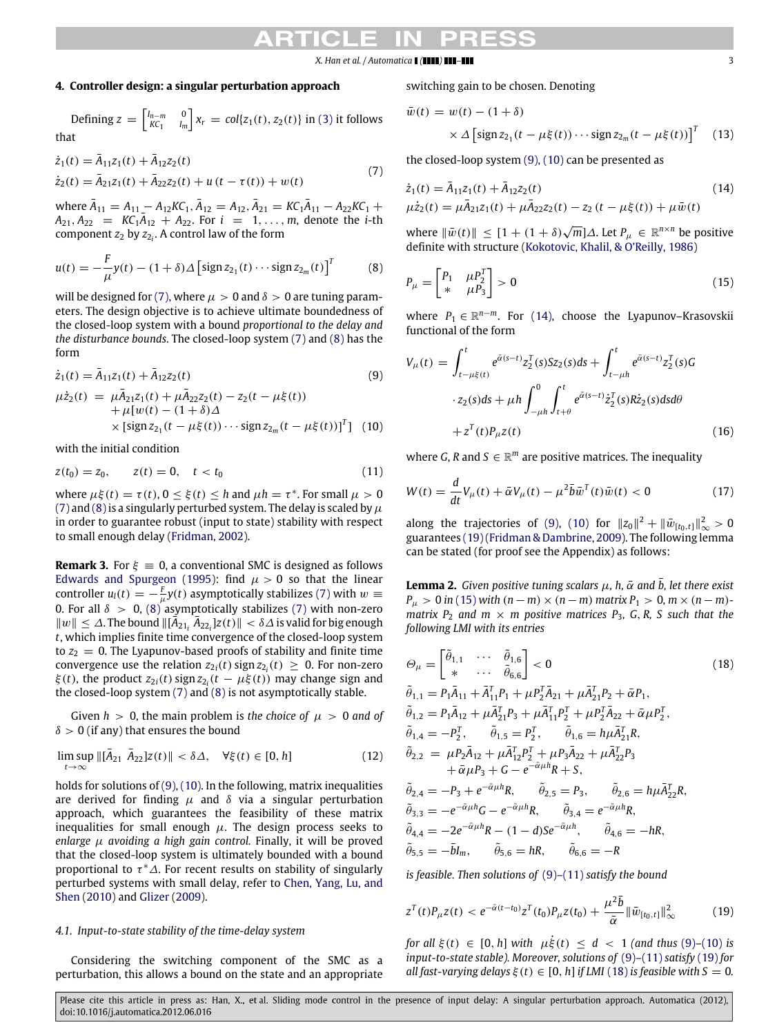## 4. Controller design: a singular perturbation approach

Defining $z = \begin{bmatrix} I_{n-m} & 0 \\ KC_1 & I_m \end{bmatrix} x_r = col\{z_1(t), z_2(t)\}$ in (3) it follows that

$$\dot{z}_1(t) = \bar{A}_{11} z_1(t) + \bar{A}_{12} z_2(t)$$
$$\dot{z}_2(t) = \bar{A}_{21} z_1(t) + \bar{A}_{22} z_2(t) + u(t - \tau(t)) + w(t) \tag{7}$$

where $\bar{A}_{11} = A_{11} - A_{12}KC_1$, $\bar{A}_{12} = A_{12}$, $\bar{A}_{21} = KC_1\bar{A}_{11} - A_{22}KC_1 + A_{21}$, $A_{22} = KC_1\bar{A}_{12} + A_{22}$. For $i = 1, \ldots, m$, denote the $i$-th component $z_2$ by $z_{2_i}$. A control law of the form

$$u(t) = -\frac{F}{\mu} y(t) - (1+\delta)\Delta \left[\operatorname{sign} z_{2_1}(t) \cdots \operatorname{sign} z_{2_m}(t)\right]^T \tag{8}$$

will be designed for (7), where $\mu > 0$ and $\delta > 0$ are tuning parameters. The design objective is to achieve ultimate boundedness of the closed-loop system with a bound *proportional to the delay and the disturbance bounds*. The closed-loop system (7) and (8) has the form

$$\dot{z}_1(t) = \bar{A}_{11} z_1(t) + \bar{A}_{12} z_2(t) \tag{9}$$
$$\begin{aligned} \mu\dot{z}_2(t) &= \mu\bar{A}_{21} z_1(t) + \mu\bar{A}_{22} z_2(t) - z_2(t - \mu\xi(t)) \\ &\quad + \mu[w(t) - (1+\delta)\Delta \\ &\quad \times [\operatorname{sign} z_{2_1}(t - \mu\xi(t)) \cdots \operatorname{sign} z_{2_m}(t - \mu\xi(t))]^T] \end{aligned} \tag{10}$$

with the initial condition

$$z(t_0) = z_0, \qquad z(t) = 0, \quad t < t_0 \tag{11}$$

where $\mu\xi(t) = \tau(t)$, $0 \le \xi(t) \le h$ and $\mu h = \tau^*$. For small $\mu > 0$ (7) and (8) is a singularly perturbed system. The delay is scaled by $\mu$ in order to guarantee robust (input to state) stability with respect to small enough delay (Fridman, 2002).

**Remark 3.** For $\xi \equiv 0$, a conventional SMC is designed as follows Edwards and Spurgeon (1995): find $\mu > 0$ so that the linear controller $u_l(t) = -\frac{F}{\mu} y(t)$ asymptotically stabilizes (7) with $w \equiv 0$. For all $\delta > 0$, (8) asymptotically stabilizes (7) with non-zero $\|w\| \le \Delta$. The bound $\|[\bar{A}_{21_i}\ \bar{A}_{22_i}]z(t)\| < \delta\Delta$ is valid for big enough $t$, which implies finite time convergence of the closed-loop system to $z_2 = 0$. The Lyapunov-based proofs of stability and finite time convergence use the relation $z_{2i}(t)\operatorname{sign} z_{2_i}(t) \ge 0$. For non-zero $\xi(t)$, the product $z_{2i}(t)\operatorname{sign} z_{2_i}(t - \mu\xi(t))$ may change sign and the closed-loop system (7) and (8) is not asymptotically stable.

Given $h > 0$, the main problem is *the choice of $\mu > 0$ and of $\delta > 0$ (if any) that ensures the bound*

$$\limsup_{t\to\infty} \|[\bar{A}_{21}\ \bar{A}_{22}]z(t)\| < \delta\Delta, \quad \forall \xi(t) \in [0, h] \tag{12}$$

holds for solutions of (9), (10). In the following, matrix inequalities are derived for finding $\mu$ and $\delta$ via a singular perturbation approach, which guarantees the feasibility of these matrix inequalities for small enough $\mu$. The design process seeks to *enlarge $\mu$ avoiding a high gain control*. Finally, it will be proved that the closed-loop system is ultimately bounded with a bound proportional to $\tau^*\Delta$. For recent results on stability of singularly perturbed systems with small delay, refer to Chen, Yang, Lu, and Shen (2010) and Glizer (2009).

### 4.1. Input-to-state stability of the time-delay system

Considering the switching component of the SMC as a perturbation, this allows a bound on the state and an appropriate switching gain to be chosen. Denoting

$$\begin{aligned} \bar{w}(t) &= w(t) - (1+\delta) \\ &\quad \times \Delta\left[\operatorname{sign} z_{2_1}(t - \mu\xi(t)) \cdots \operatorname{sign} z_{2_m}(t - \mu\xi(t))\right]^T \end{aligned} \tag{13}$$

the closed-loop system (9), (10) can be presented as

$$\dot{z}_1(t) = \bar{A}_{11} z_1(t) + \bar{A}_{12} z_2(t) \tag{14}$$
$$\mu\dot{z}_2(t) = \mu\bar{A}_{21} z_1(t) + \mu\bar{A}_{22} z_2(t) - z_2(t - \mu\xi(t)) + \mu\bar{w}(t)$$

where $\|\bar{w}(t)\| \le [1 + (1+\delta)\sqrt{m}]\Delta$. Let $P_\mu \in \mathbb{R}^{n\times n}$ be positive definite with structure (Kokotovic, Khalil, & O'Reilly, 1986)

$$P_\mu = \begin{bmatrix} P_1 & \mu P_2^T \\ * & \mu P_3 \end{bmatrix} > 0 \tag{15}$$

where $P_1 \in \mathbb{R}^{n-m}$. For (14), choose the Lyapunov–Krasovskii functional of the form

$$\begin{aligned} V_\mu(t) &= \int_{t-\mu\xi(t)}^{t} e^{\bar{\alpha}(s-t)} z_2^T(s) S z_2(s) ds + \int_{t-\mu h}^{t} e^{\bar{\alpha}(s-t)} z_2^T(s) G \\ &\quad \cdot z_2(s) ds + \mu h \int_{-\mu h}^{0} \int_{t+\theta}^{t} e^{\bar{\alpha}(s-t)} \dot{z}_2^T(s) R \dot{z}_2(s) ds d\theta \\ &\quad + z^T(t) P_\mu z(t) \end{aligned} \tag{16}$$

where $G$, $R$ and $S \in \mathbb{R}^m$ are positive matrices. The inequality

$$W(t) = \frac{d}{dt} V_\mu(t) + \bar{\alpha} V_\mu(t) - \mu^2 \bar{b} \bar{w}^T(t)\bar{w}(t) < 0 \tag{17}$$

along the trajectories of (9), (10) for $\|z_0\|^2 + \|\bar{w}_{[t_0,t]}\|_\infty^2 > 0$ guarantees (19) (Fridman & Dambrine, 2009). The following lemma can be stated (for proof see the Appendix) as follows:

**Lemma 2.** *Given positive tuning scalars $\mu$, $h$, $\bar{\alpha}$ and $\bar{b}$, let there exist $P_\mu > 0$ in (15) with $(n-m)\times(n-m)$ matrix $P_1 > 0$, $m \times (n-m)$-matrix $P_2$ and $m \times m$ positive matrices $P_3$, $G$, $R$, $S$ such that the following LMI with its entries*

$$\Theta_\mu = \begin{bmatrix} \tilde{\theta}_{1,1} & \cdots & \tilde{\theta}_{1,6} \\ * & \cdots & \tilde{\theta}_{6,6} \end{bmatrix} < 0 \tag{18}$$

$\tilde{\theta}_{1,1} = P_1\bar{A}_{11} + \bar{A}_{11}^T P_1 + \mu P_2^T \bar{A}_{21} + \mu\bar{A}_{21}^T P_2 + \bar{\alpha} P_1,$

$\tilde{\theta}_{1,2} = P_1\bar{A}_{12} + \mu\bar{A}_{21}^T P_3 + \mu\bar{A}_{11}^T P_2^T + \mu P_2^T \bar{A}_{22} + \bar{\alpha}\mu P_2^T,$

$\tilde{\theta}_{1,4} = -P_2^T, \qquad \tilde{\theta}_{1,5} = P_2^T, \qquad \tilde{\theta}_{1,6} = h\mu\bar{A}_{21}^T R,$

$\tilde{\theta}_{2,2} = \mu P_2\bar{A}_{12} + \mu\bar{A}_{12}^T P_2^T + \mu P_3\bar{A}_{22} + \mu\bar{A}_{22}^T P_3 + \bar{\alpha}\mu P_3 + G - e^{-\bar{\alpha}\mu h} R + S,$

$\tilde{\theta}_{2,4} = -P_3 + e^{-\bar{\alpha}\mu h} R, \qquad \tilde{\theta}_{2,5} = P_3, \qquad \tilde{\theta}_{2,6} = h\mu\bar{A}_{22}^T R,$

$\tilde{\theta}_{3,3} = -e^{-\bar{\alpha}\mu h} G - e^{-\bar{\alpha}\mu h} R, \qquad \tilde{\theta}_{3,4} = e^{-\bar{\alpha}\mu h} R,$

$\tilde{\theta}_{4,4} = -2e^{-\bar{\alpha}\mu h} R - (1-d) S e^{-\bar{\alpha}\mu h}, \qquad \tilde{\theta}_{4,6} = -hR,$

$\tilde{\theta}_{5,5} = -\bar{b} I_m, \qquad \tilde{\theta}_{5,6} = hR, \qquad \tilde{\theta}_{6,6} = -R$

*is feasible. Then solutions of (9)–(11) satisfy the bound*

$$z^T(t) P_\mu z(t) < e^{-\bar{\alpha}(t-t_0)} z^T(t_0) P_\mu z(t_0) + \frac{\mu^2 \bar{b}}{\bar{\alpha}} \|\bar{w}_{[t_0,t]}\|_\infty^2 \tag{19}$$

*for all $\xi(t) \in [0, h]$ with $\mu\dot{\xi}(t) \le d < 1$ (and thus (9)–(10) is input-to-state stable). Moreover, solutions of (9)–(11) satisfy (19) for all fast-varying delays $\xi(t) \in [0, h]$ if LMI (18) is feasible with $S = 0$.*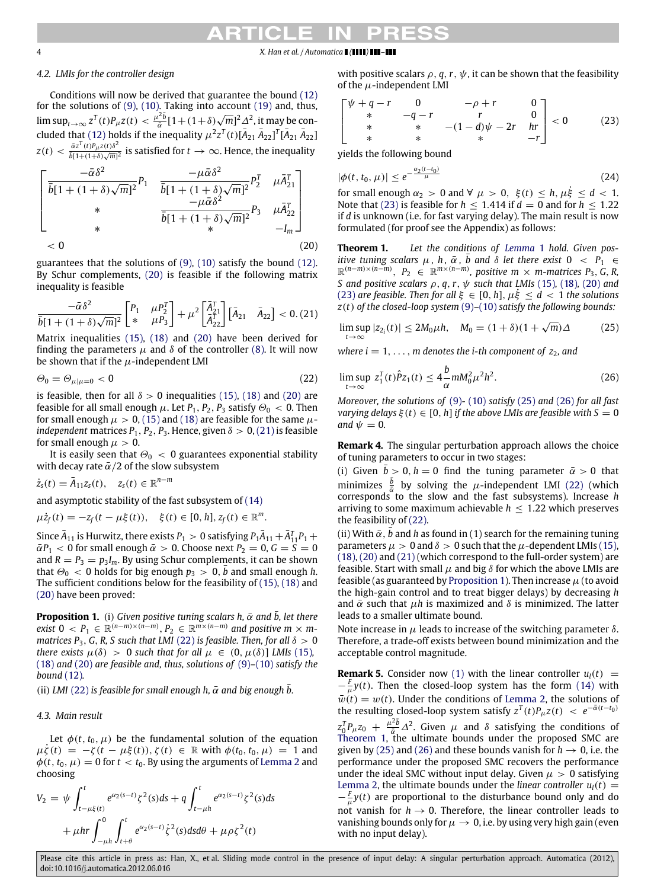### 4.2. LMIs for the controller design

Conditions will now be derived that guarantee the bound (12) for the solutions of (9), (10). Taking into account (19) and, thus, $\limsup_{t\to\infty} z^T(t)P_\mu z(t) < \frac{\mu^2\bar{b}}{\bar{\alpha}}[1+(1+\delta)\sqrt{m}]^2\Delta^2$, it may be concluded that (12) holds if the inequality $\mu^2 z^T(t)[\bar{A}_{21}\ \bar{A}_{22}]^T[\bar{A}_{21}\ \bar{A}_{22}] z(t) < \frac{\bar{\alpha} z^T(t)P_\mu z(t)\delta^2}{\bar{b}[1+(1+\delta)\sqrt{m}]^2}$ is satisfied for $t\to\infty$. Hence, the inequality

$$
\begin{bmatrix}
\frac{-\bar{\alpha}\delta^2}{\bar{b}[1+(1+\delta)\sqrt{m}]^2}P_1 & \frac{-\mu\bar{\alpha}\delta^2}{\bar{b}[1+(1+\delta)\sqrt{m}]^2}P_2^T & \mu\bar{A}_{21}^T \\
* & \frac{-\mu\bar{\alpha}\delta^2}{\bar{b}[1+(1+\delta)\sqrt{m}]^2}P_3 & \mu\bar{A}_{22}^T \\
* & * & -I_m
\end{bmatrix} < 0 \tag{20}
$$

guarantees that the solutions of (9), (10) satisfy the bound (12). By Schur complements, (20) is feasible if the following matrix inequality is feasible

$$
\frac{-\bar{\alpha}\delta^2}{\bar{b}[1+(1+\delta)\sqrt{m}]^2}\begin{bmatrix} P_1 & \mu P_2^T \\ * & \mu P_3\end{bmatrix} + \mu^2\begin{bmatrix}\bar{A}_{21}^T \\ \bar{A}_{22}^T\end{bmatrix}\begin{bmatrix}\bar{A}_{21} & \bar{A}_{22}\end{bmatrix} < 0. \tag{21}
$$

Matrix inequalities (15), (18) and (20) have been derived for finding the parameters $\mu$ and $\delta$ of the controller (8). It will now be shown that if the $\mu$-independent LMI

$$
\Theta_0 = \Theta_{\mu|\mu=0} < 0 \tag{22}
$$

is feasible, then for all $\delta > 0$ inequalities (15), (18) and (20) are feasible for all small enough $\mu$. Let $P_1, P_2, P_3$ satisfy $\Theta_0 < 0$. Then for small enough $\mu > 0$, (15) and (18) are feasible for the same $\mu$-*independent* matrices $P_1, P_2, P_3$. Hence, given $\delta > 0$, (21) is feasible for small enough $\mu > 0$.

It is easily seen that $\Theta_0 < 0$ guarantees exponential stability with decay rate $\bar{\alpha}/2$ of the slow subsystem

$$
\dot{z}_s(t) = \bar{A}_{11}z_s(t), \quad z_s(t)\in\mathbb{R}^{n-m}
$$

and asymptotic stability of the fast subsystem of (14)

$$
\mu\dot{z}_f(t) = -z_f(t-\mu\xi(t)), \quad \xi(t)\in[0,h], z_f(t)\in\mathbb{R}^m.
$$

Since $\bar{A}_{11}$ is Hurwitz, there exists $P_1 > 0$ satisfying $P_1\bar{A}_{11}+\bar{A}_{11}^TP_1 + \bar{\alpha}P_1 < 0$ for small enough $\bar{\alpha} > 0$. Choose next $P_2 = 0, G = S = 0$ and $R = P_3 = p_3 I_m$. By using Schur complements, it can be shown that $\Theta_0 < 0$ holds for big enough $p_3 > 0$, $\bar{b}$ and small enough $h$. The sufficient conditions below for the feasibility of (15), (18) and (20) have been proved:

**Proposition 1.** (i) *Given positive tuning scalars $h$, $\bar{\alpha}$ and $\bar{b}$, let there exist $0 < P_1 \in \mathbb{R}^{(n-m)\times(n-m)}$, $P_2\in\mathbb{R}^{m\times(n-m)}$ and positive $m\times m$-matrices $P_3$, $G$, $R$, $S$ such that LMI (22) is feasible. Then, for all $\delta > 0$ there exists $\mu(\delta) > 0$ such that for all $\mu \in (0, \mu(\delta)]$ LMIs (15), (18) and (20) are feasible and, thus, solutions of (9)–(10) satisfy the bound (12).*

(ii) *LMI (22) is feasible for small enough $h$, $\bar{\alpha}$ and big enough $\bar{b}$.*

### 4.3. Main result

Let $\phi(t, t_0, \mu)$ be the fundamental solution of the equation $\mu\dot{\zeta}(t) = -\zeta(t-\mu\xi(t))$, $\zeta(t)\in\mathbb{R}$ with $\phi(t_0,t_0,\mu) = 1$ and $\phi(t,t_0,\mu) = 0$ for $t < t_0$. By using the arguments of Lemma 2 and choosing

$$
V_2 = \psi\int_{t-\mu\xi(t)}^{t} e^{\alpha_2(s-t)}\zeta^2(s)ds + q\int_{t-\mu h}^{t} e^{\alpha_2(s-t)}\zeta^2(s)ds + \mu hr\int_{-\mu h}^{0}\int_{t+\theta}^{t} e^{\alpha_2(s-t)}\dot{\zeta}^2(s)dsd\theta + \mu\rho\zeta^2(t)
$$

with positive scalars $\rho$, $q$, $r$, $\psi$, it can be shown that the feasibility of the $\mu$-independent LMI

$$
\begin{bmatrix}
\psi+q-r & 0 & -\rho+r & 0 \\
* & -q-r & r & 0 \\
* & * & -(1-d)\psi - 2r & hr \\
* & * & * & -r
\end{bmatrix} < 0 \tag{23}
$$

yields the following bound

$$
|\phi(t,t_0,\mu)| \le e^{-\frac{\alpha_2(t-t_0)}{\mu}} \tag{24}
$$

for small enough $\alpha_2 > 0$ and $\forall\ \mu > 0$, $\xi(t)\le h$, $\mu\dot{\xi}\le d < 1$. Note that (23) is feasible for $h\le 1.414$ if $d = 0$ and for $h\le 1.22$ if $d$ is unknown (i.e. for fast varying delay). The main result is now formulated (for proof see the Appendix) as follows:

**Theorem 1.** *Let the conditions of Lemma 1 hold. Given positive tuning scalars $\mu$, $h$, $\bar{\alpha}$, $\bar{b}$ and $\delta$ let there exist $0 < P_1 \in \mathbb{R}^{(n-m)\times(n-m)}$, $P_2\in\mathbb{R}^{m\times(n-m)}$, positive $m\times m$-matrices $P_3$, $G$, $R$, $S$ and positive scalars $\rho$, $q$, $r$, $\psi$ such that LMIs (15), (18), (20) and (23) are feasible. Then for all $\xi\in[0,h]$, $\mu\dot{\xi}\le d < 1$ the solutions $z(t)$ of the closed-loop system (9)–(10) satisfy the following bounds:*

$$
\limsup_{t\to\infty}|z_{2_i}(t)| \le 2M_0\mu h, \quad M_0 = (1+\delta)(1+\sqrt{m})\Delta \tag{25}
$$

*where $i = 1,\dots,m$ denotes the i-th component of $z_2$, and*

$$
\limsup_{t\to\infty} z_1^T(t)\hat{P}z_1(t) \le 4\frac{b}{\alpha}mM_0^2\mu^2h^2. \tag{26}
$$

*Moreover, the solutions of (9)- (10) satisfy (25) and (26) for all fast varying delays $\xi(t)\in[0,h]$ if the above LMIs are feasible with $S = 0$ and $\psi = 0$.*

**Remark 4.** The singular perturbation approach allows the choice of tuning parameters to occur in two stages:

(i) Given $\bar{b} > 0$, $h = 0$ find the tuning parameter $\bar{\alpha} > 0$ that minimizes $\frac{\bar{b}}{\bar{\alpha}}$ by solving the $\mu$-independent LMI (22) (which corresponds to the slow and the fast subsystems). Increase $h$ arriving to some maximum achievable $h\le 1.22$ which preserves the feasibility of (22).

(ii) With $\bar{\alpha}$, $\bar{b}$ and $h$ as found in (1) search for the remaining tuning parameters $\mu > 0$ and $\delta > 0$ such that the $\mu$-dependent LMIs (15), (18), (20) and (21) (which correspond to the full-order system) are feasible. Start with small $\mu$ and big $\delta$ for which the above LMIs are feasible (as guaranteed by Proposition 1). Then increase $\mu$ (to avoid the high-gain control and to treat bigger delays) by decreasing $h$ and $\bar{\alpha}$ such that $\mu h$ is maximized and $\delta$ is minimized. The latter leads to a smaller ultimate bound.

Note increase in $\mu$ leads to increase of the switching parameter $\delta$. Therefore, a trade-off exists between bound minimization and the acceptable control magnitude.

**Remark 5.** Consider now (1) with the linear controller $u_l(t) = -\frac{F}{\mu}y(t)$. Then the closed-loop system has the form (14) with $\bar{w}(t) = w(t)$. Under the conditions of Lemma 2, the solutions of the resulting closed-loop system satisfy $z^T(t)P_\mu z(t) < e^{-\bar{\alpha}(t-t_0)} z_0^TP_\mu z_0 + \frac{\mu^2\bar{b}}{\bar{\alpha}}\Delta^2$. Given $\mu$ and $\delta$ satisfying the conditions of Theorem 1, the ultimate bounds under the proposed SMC are given by (25) and (26) and these bounds vanish for $h\to 0$, i.e. the performance under the proposed SMC recovers the performance under the ideal SMC without input delay. Given $\mu > 0$ satisfying Lemma 2, the ultimate bounds under the *linear controller* $u_l(t) = -\frac{F}{\mu}y(t)$ are proportional to the disturbance bound only and do not vanish for $h\to 0$. Therefore, the linear controller leads to vanishing bounds only for $\mu\to 0$, i.e. by using very high gain (even with no input delay).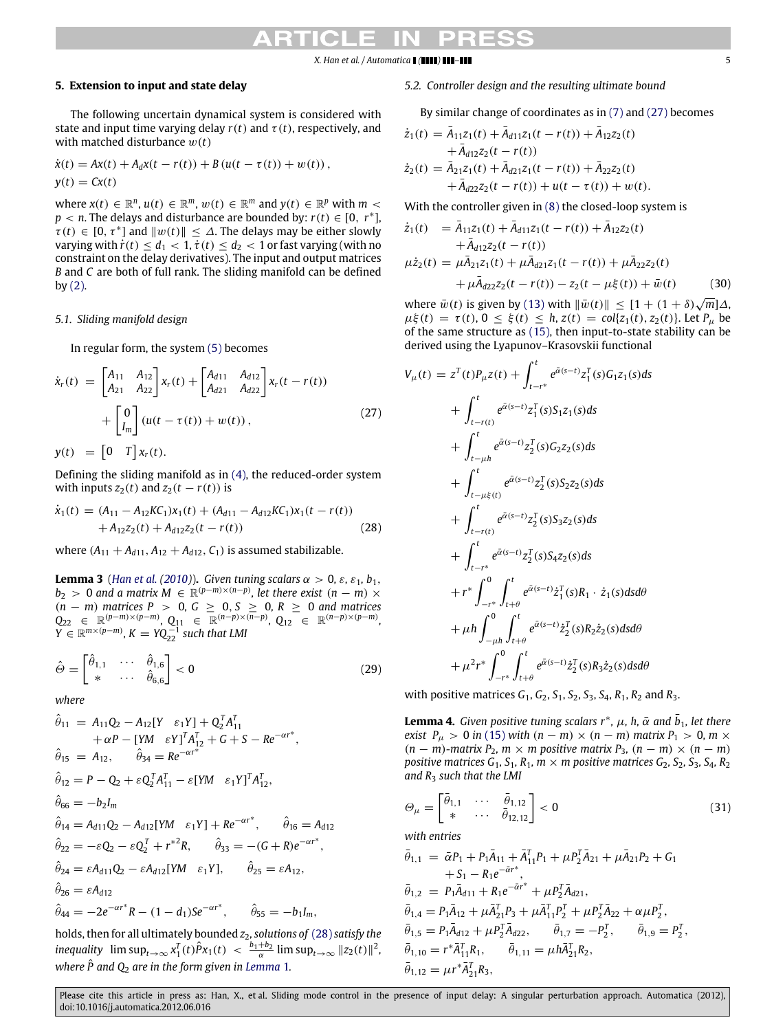## 5. Extension to input and state delay

The following uncertain dynamical system is considered with state and input time varying delay $r(t)$ and $\tau(t)$, respectively, and with matched disturbance $w(t)$

$$\dot{x}(t) = Ax(t) + A_d x(t - r(t)) + B\left(u(t - \tau(t)) + w(t)\right),$$
$$y(t) = Cx(t)$$

where $x(t) \in \mathbb{R}^n$, $u(t) \in \mathbb{R}^m$, $w(t) \in \mathbb{R}^m$ and $y(t) \in \mathbb{R}^p$ with $m < p < n$. The delays and disturbance are bounded by: $r(t) \in [0, r^*]$, $\tau(t) \in [0, \tau^*]$ and $\|w(t)\| \leq \Delta$. The delays may be either slowly varying with $\dot{r}(t) \leq d_1 < 1$, $\dot{\tau}(t) \leq d_2 < 1$ or fast varying (with no constraint on the delay derivatives). The input and output matrices $B$ and $C$ are both of full rank. The sliding manifold can be defined by (2).

### 5.1. Sliding manifold design

In regular form, the system (5) becomes

$$\begin{aligned}
\dot{x}_r(t) &= \begin{bmatrix} A_{11} & A_{12} \\ A_{21} & A_{22} \end{bmatrix} x_r(t) + \begin{bmatrix} A_{d11} & A_{d12} \\ A_{d21} & A_{d22} \end{bmatrix} x_r(t - r(t)) \\
&\quad + \begin{bmatrix} 0 \\ I_m \end{bmatrix} \left(u(t - \tau(t)) + w(t)\right), \qquad (27) \\
y(t) &= \begin{bmatrix} 0 & T \end{bmatrix} x_r(t).
\end{aligned}$$

Defining the sliding manifold as in (4), the reduced-order system with inputs $z_2(t)$ and $z_2(t - r(t))$ is

$$\begin{aligned}
\dot{x}_1(t) &= (A_{11} - A_{12}KC_1)x_1(t) + (A_{d11} - A_{d12}KC_1)x_1(t - r(t)) \\
&\quad + A_{12}z_2(t) + A_{d12}z_2(t - r(t)) \qquad (28)
\end{aligned}$$

where $(A_{11} + A_{d11}, A_{12} + A_{d12}, C_1)$ is assumed stabilizable.

**Lemma 3** (*Han et al. (2010)*). *Given tuning scalars $\alpha > 0$, $\varepsilon$, $\varepsilon_1$, $b_1$, $b_2 > 0$ and a matrix $M \in \mathbb{R}^{(p-m)\times(n-p)}$, let there exist $(n-m) \times (n-m)$ matrices $P > 0$, $G \geq 0$, $S \geq 0$, $R \geq 0$ and matrices $Q_{22} \in \mathbb{R}^{(p-m)\times(p-m)}$, $Q_{11} \in \mathbb{R}^{(n-p)\times(n-p)}$, $Q_{12} \in \mathbb{R}^{(n-p)\times(p-m)}$, $Y \in \mathbb{R}^{m\times(p-m)}$, $K = YQ_{22}^{-1}$ such that LMI*

$$\hat{\Theta} = \begin{bmatrix} \hat{\theta}_{1,1} & \cdots & \hat{\theta}_{1,6} \\ * & \cdots & \hat{\theta}_{6,6} \end{bmatrix} < 0 \qquad (29)$$

*where*

$$\begin{aligned}
\hat{\theta}_{11} &= A_{11}Q_2 - A_{12}[Y \quad \varepsilon_1 Y] + Q_2^T A_{11}^T \\
&\quad + \alpha P - [YM \quad \varepsilon Y]^T A_{12}^T + G + S - Re^{-\alpha r^*}, \\
\hat{\theta}_{15} &= A_{12}, \qquad \hat{\theta}_{34} = Re^{-\alpha r^*} \\
\hat{\theta}_{12} &= P - Q_2 + \varepsilon Q_2^T A_{11}^T - \varepsilon [YM \quad \varepsilon_1 Y]^T A_{12}^T, \\
\hat{\theta}_{66} &= -b_2 I_m \\
\hat{\theta}_{14} &= A_{d11}Q_2 - A_{d12}[YM \quad \varepsilon_1 Y] + Re^{-\alpha r^*}, \qquad \hat{\theta}_{16} = A_{d12} \\
\hat{\theta}_{22} &= -\varepsilon Q_2 - \varepsilon Q_2^T + r^{*2}R, \qquad \hat{\theta}_{33} = -(G + R)e^{-\alpha r^*}, \\
\hat{\theta}_{24} &= \varepsilon A_{d11}Q_2 - \varepsilon A_{d12}[YM \quad \varepsilon_1 Y], \qquad \hat{\theta}_{25} = \varepsilon A_{12}, \\
\hat{\theta}_{26} &= \varepsilon A_{d12} \\
\hat{\theta}_{44} &= -2e^{-\alpha r^*}R - (1 - d_1)Se^{-\alpha r^*}, \qquad \hat{\theta}_{55} = -b_1 I_m,
\end{aligned}$$

*holds, then for all ultimately bounded $z_2$, solutions of (28) satisfy the inequality $\limsup_{t\to\infty} x_1^T(t)\hat{P}x_1(t) < \frac{b_1+b_2}{\alpha} \limsup_{t\to\infty} \|z_2(t)\|^2$, where $\hat{P}$ and $Q_2$ are in the form given in Lemma 1.*

### 5.2. Controller design and the resulting ultimate bound

By similar change of coordinates as in (7) and (27) becomes

$$\begin{aligned}
\dot{z}_1(t) &= \bar{A}_{11}z_1(t) + \bar{A}_{d11}z_1(t - r(t)) + \bar{A}_{12}z_2(t) \\
&\quad + \bar{A}_{d12}z_2(t - r(t)) \\
\dot{z}_2(t) &= \bar{A}_{21}z_1(t) + \bar{A}_{d21}z_1(t - r(t)) + \bar{A}_{22}z_2(t) \\
&\quad + \bar{A}_{d22}z_2(t - r(t)) + u(t - \tau(t)) + w(t).
\end{aligned}$$

With the controller given in (8) the closed-loop system is

$$\begin{aligned}
\dot{z}_1(t) &= \bar{A}_{11}z_1(t) + \bar{A}_{d11}z_1(t - r(t)) + \bar{A}_{12}z_2(t) \\
&\quad + \bar{A}_{d12}z_2(t - r(t)) \\
\mu\dot{z}_2(t) &= \mu\bar{A}_{21}z_1(t) + \mu\bar{A}_{d21}z_1(t - r(t)) + \mu\bar{A}_{22}z_2(t) \\
&\quad + \mu\bar{A}_{d22}z_2(t - r(t)) - z_2(t - \mu\xi(t)) + \bar{w}(t) \qquad (30)
\end{aligned}$$

where $\bar{w}(t)$ is given by (13) with $\|\bar{w}(t)\| \leq [1 + (1+\delta)\sqrt{m}]\Delta$, $\mu\xi(t) = \tau(t)$, $0 \leq \xi(t) \leq h$, $z(t) = col\{z_1(t), z_2(t)\}$. Let $P_\mu$ be of the same structure as (15), then input-to-state stability can be derived using the Lyapunov–Krasovskii functional

$$\begin{aligned}
V_\mu(t) &= z^T(t)P_\mu z(t) + \int_{t-r^*}^{t} e^{\bar{\alpha}(s-t)} z_1^T(s)G_1 z_1(s)ds \\
&\quad + \int_{t-r(t)}^{t} e^{\bar{\alpha}(s-t)} z_1^T(s)S_1 z_1(s)ds \\
&\quad + \int_{t-\mu h}^{t} e^{\bar{\alpha}(s-t)} z_2^T(s)G_2 z_2(s)ds \\
&\quad + \int_{t-\mu\xi(t)}^{t} e^{\bar{\alpha}(s-t)} z_2^T(s)S_2 z_2(s)ds \\
&\quad + \int_{t-r(t)}^{t} e^{\bar{\alpha}(s-t)} z_2^T(s)S_3 z_2(s)ds \\
&\quad + \int_{t-r^*}^{t} e^{\bar{\alpha}(s-t)} z_2^T(s)S_4 z_2(s)ds \\
&\quad + r^* \int_{-r^*}^{0} \int_{t+\theta}^{t} e^{\bar{\alpha}(s-t)} \dot{z}_1^T(s)R_1 \cdot \dot{z}_1(s)ds d\theta \\
&\quad + \mu h \int_{-\mu h}^{0} \int_{t+\theta}^{t} e^{\bar{\alpha}(s-t)} \dot{z}_2^T(s)R_2 \dot{z}_2(s)ds d\theta \\
&\quad + \mu^2 r^* \int_{-r^*}^{0} \int_{t+\theta}^{t} e^{\bar{\alpha}(s-t)} \dot{z}_2^T(s)R_3 \dot{z}_2(s)ds d\theta
\end{aligned}$$

with positive matrices $G_1$, $G_2$, $S_1$, $S_2$, $S_3$, $S_4$, $R_1$, $R_2$ and $R_3$.

**Lemma 4.** *Given positive tuning scalars $r^*$, $\mu$, $h$, $\bar{\alpha}$ and $\bar{b}_1$, let there exist $P_\mu > 0$ in (15) with $(n-m) \times (n-m)$ matrix $P_1 > 0$, $m \times (n-m)$-matrix $P_2$, $m \times m$ positive matrix $P_3$, $(n-m) \times (n-m)$ positive matrices $G_1$, $S_1$, $R_1$, $m \times m$ positive matrices $G_2$, $S_2$, $S_3$, $S_4$, $R_2$ and $R_3$ such that the LMI*

$$\Theta_\mu = \begin{bmatrix} \bar{\theta}_{1,1} & \cdots & \bar{\theta}_{1,12} \\ * & \cdots & \bar{\theta}_{12,12} \end{bmatrix} < 0 \qquad (31)$$

*with entries*

$$\begin{aligned}
\bar{\theta}_{1,1} &= \bar{\alpha}P_1 + P_1\bar{A}_{11} + \bar{A}_{11}^T P_1 + \mu P_2^T \bar{A}_{21} + \mu \bar{A}_{21} P_2 + G_1 \\
&\quad + S_1 - R_1 e^{-\bar{\alpha} r^*}, \\
\bar{\theta}_{1,2} &= P_1 \bar{A}_{d11} + R_1 e^{-\bar{\alpha} r^*} + \mu P_2^T \bar{A}_{d21}, \\
\bar{\theta}_{1,4} &= P_1 \bar{A}_{12} + \mu \bar{A}_{21}^T P_3 + \mu \bar{A}_{11}^T P_2^T + \mu P_2^T \bar{A}_{22} + \alpha \mu P_2^T, \\
\bar{\theta}_{1,5} &= P_1 \bar{A}_{d12} + \mu P_2^T \bar{A}_{d22}, \qquad \bar{\theta}_{1,7} = -P_2^T, \qquad \bar{\theta}_{1,9} = P_2^T, \\
\bar{\theta}_{1,10} &= r^* \bar{A}_{11}^T R_1, \qquad \bar{\theta}_{1,11} = \mu h \bar{A}_{21}^T R_2, \\
\bar{\theta}_{1,12} &= \mu r^* \bar{A}_{21}^T R_3,
\end{aligned}$$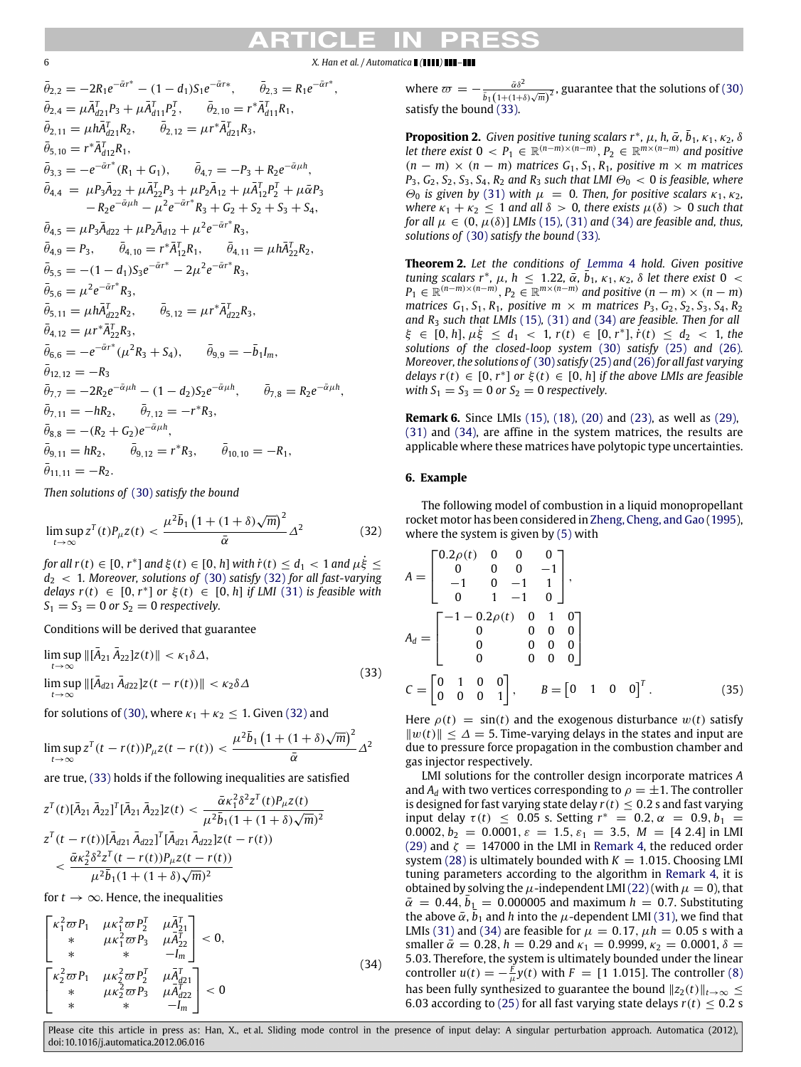$$\bar{\theta}_{2,2} = -2R_1 e^{-\bar{\alpha} r^*} - (1-d_1) S_1 e^{-\bar{\alpha} r*}, \qquad \bar{\theta}_{2,3} = R_1 e^{-\bar{\alpha} r^*},$$
$$\bar{\theta}_{2,4} = \mu \bar{A}_{d21}^T P_3 + \mu \bar{A}_{d11}^T P_2^T, \qquad \bar{\theta}_{2,10} = r^* \bar{A}_{d11}^T R_1,$$
$$\bar{\theta}_{2,11} = \mu h \bar{A}_{d21}^T R_2, \qquad \bar{\theta}_{2,12} = \mu r^* \bar{A}_{d21}^T R_3,$$
$$\bar{\theta}_{5,10} = r^* \bar{A}_{d12}^T R_1,$$
$$\bar{\theta}_{3,3} = -e^{-\bar{\alpha} r^*}(R_1 + G_1), \qquad \bar{\theta}_{4,7} = -P_3 + R_2 e^{-\bar{\alpha}\mu h},$$
$$\bar{\theta}_{4,4} = \mu P_3 \bar{A}_{22} + \mu \bar{A}_{22}^T P_3 + \mu P_2 \bar{A}_{12} + \mu \bar{A}_{12}^T P_2^T + \mu \bar{\alpha} P_3 - R_2 e^{-\bar{\alpha}\mu h} - \mu^2 e^{-\bar{\alpha} r^*} R_3 + G_2 + S_2 + S_3 + S_4,$$
$$\bar{\theta}_{4,5} = \mu P_3 \bar{A}_{d22} + \mu P_2 \bar{A}_{d12} + \mu^2 e^{-\bar{\alpha} r^*} R_3,$$
$$\bar{\theta}_{4,9} = P_3, \qquad \bar{\theta}_{4,10} = r^* \bar{A}_{12}^T R_1, \qquad \bar{\theta}_{4,11} = \mu h \bar{A}_{22}^T R_2,$$
$$\bar{\theta}_{5,5} = -(1-d_1) S_3 e^{-\bar{\alpha} r^*} - 2\mu^2 e^{-\bar{\alpha} r^*} R_3,$$
$$\bar{\theta}_{5,6} = \mu^2 e^{-\bar{\alpha} r^*} R_3,$$
$$\bar{\theta}_{5,11} = \mu h \bar{A}_{d22}^T R_2, \qquad \bar{\theta}_{5,12} = \mu r^* \bar{A}_{d22}^T R_3,$$
$$\bar{\theta}_{4,12} = \mu r^* \bar{A}_{22}^T R_3,$$
$$\bar{\theta}_{6,6} = -e^{-\bar{\alpha} r^*}(\mu^2 R_3 + S_4), \qquad \bar{\theta}_{9,9} = -\bar{b}_1 I_m,$$
$$\bar{\theta}_{12,12} = -R_3$$
$$\bar{\theta}_{7,7} = -2R_2 e^{-\bar{\alpha}\mu h} - (1-d_2) S_2 e^{-\bar{\alpha}\mu h}, \qquad \bar{\theta}_{7,8} = R_2 e^{-\bar{\alpha}\mu h},$$
$$\bar{\theta}_{7,11} = -hR_2, \qquad \bar{\theta}_{7,12} = -r^* R_3,$$
$$\bar{\theta}_{8,8} = -(R_2 + G_2) e^{-\bar{\alpha}\mu h},$$
$$\bar{\theta}_{9,11} = hR_2, \qquad \bar{\theta}_{9,12} = r^* R_3, \qquad \bar{\theta}_{10,10} = -R_1,$$
$$\bar{\theta}_{11,11} = -R_2.$$

*Then solutions of (30) satisfy the bound*

$$\limsup_{t\to\infty} z^T(t) P_\mu z(t) < \frac{\mu^2 \bar{b}_1 \left(1 + (1+\delta)\sqrt{m}\right)^2}{\bar{\alpha}} \Delta^2 \tag{32}$$

*for all $r(t) \in [0, r^*]$ and $\xi(t) \in [0, h]$ with $\dot{r}(t) \le d_1 < 1$ and $\mu\dot{\xi} \le d_2 < 1$. Moreover, solutions of (30) satisfy (32) for all fast-varying delays $r(t) \in [0, r^*]$ or $\xi(t) \in [0, h]$ if LMI (31) is feasible with $S_1 = S_3 = 0$ or $S_2 = 0$ respectively.*

Conditions will be derived that guarantee

$$\begin{aligned}
&\limsup_{t\to\infty} \|[\bar{A}_{21}\ \bar{A}_{22}] z(t)\| < \kappa_1 \delta \Delta, \\
&\limsup_{t\to\infty} \|[\bar{A}_{d21}\ \bar{A}_{d22}] z(t - r(t))\| < \kappa_2 \delta \Delta
\end{aligned} \tag{33}$$

for solutions of (30), where $\kappa_1 + \kappa_2 \le 1$. Given (32) and

$$\limsup_{t\to\infty} z^T(t - r(t)) P_\mu z(t - r(t)) < \frac{\mu^2 \bar{b}_1 \left(1 + (1+\delta)\sqrt{m}\right)^2}{\bar{\alpha}} \Delta^2$$

are true, (33) holds if the following inequalities are satisfied

$$z^T(t)[\bar{A}_{21}\ \bar{A}_{22}]^T [\bar{A}_{21}\ \bar{A}_{22}] z(t) < \frac{\bar{\alpha}\kappa_1^2 \delta^2 z^T(t) P_\mu z(t)}{\mu^2 \bar{b}_1 (1 + (1+\delta)\sqrt{m})^2}$$
$$z^T(t - r(t))[\bar{A}_{d21}\ \bar{A}_{d22}]^T [\bar{A}_{d21}\ \bar{A}_{d22}] z(t - r(t)) < \frac{\bar{\alpha}\kappa_2^2 \delta^2 z^T(t - r(t)) P_\mu z(t - r(t))}{\mu^2 \bar{b}_1 (1 + (1+\delta)\sqrt{m})^2}$$

for $t \to \infty$. Hence, the inequalities

$$\begin{aligned}
&\begin{bmatrix} \kappa_1^2 \varpi P_1 & \mu \kappa_1^2 \varpi P_2^T & \mu \bar{A}_{21}^T \\ * & \mu \kappa_1^2 \varpi P_3 & \mu \bar{A}_{22}^T \\ * & * & -I_m \end{bmatrix} < 0, \\
&\begin{bmatrix} \kappa_2^2 \varpi P_1 & \mu \kappa_2^2 \varpi P_2^T & \mu \bar{A}_{d21}^T \\ * & \mu \kappa_2^2 \varpi P_3 & \mu \bar{A}_{d22}^T \\ * & * & -I_m \end{bmatrix} < 0
\end{aligned} \tag{34}$$

where $\varpi = -\frac{\bar{\alpha}\delta^2}{\bar{b}_1 \left(1 + (1+\delta)\sqrt{m}\right)^2}$, guarantee that the solutions of (30) satisfy the bound (33).

**Proposition 2.** *Given positive tuning scalars $r^*$, $\mu$, $h$, $\bar{\alpha}$, $\bar{b}_1$, $\kappa_1$, $\kappa_2$, $\delta$ let there exist $0 < P_1 \in \mathbb{R}^{(n-m)\times(n-m)}$, $P_2 \in \mathbb{R}^{m\times(n-m)}$ and positive $(n-m)\times(n-m)$ matrices $G_1$, $S_1$, $R_1$, positive $m \times m$ matrices $P_3$, $G_2$, $S_2$, $S_3$, $S_4$, $R_2$ and $R_3$ such that LMI $\Theta_0 < 0$ is feasible, where $\Theta_0$ is given by (31) with $\mu = 0$. Then, for positive scalars $\kappa_1$, $\kappa_2$, where $\kappa_1 + \kappa_2 \le 1$ and all $\delta > 0$, there exists $\mu(\delta) > 0$ such that for all $\mu \in (0, \mu(\delta)]$ LMIs (15), (31) and (34) are feasible and, thus, solutions of (30) satisfy the bound (33).*

**Theorem 2.** *Let the conditions of Lemma 4 hold. Given positive tuning scalars $r^*$, $\mu$, $h \le 1.22$, $\bar{\alpha}$, $\bar{b}_1$, $\kappa_1$, $\kappa_2$, $\delta$ let there exist $0 < P_1 \in \mathbb{R}^{(n-m)\times(n-m)}$, $P_2 \in \mathbb{R}^{m\times(n-m)}$ and positive $(n-m)\times(n-m)$ matrices $G_1$, $S_1$, $R_1$, positive $m \times m$ matrices $P_3$, $G_2$, $S_2$, $S_3$, $S_4$, $R_2$ and $R_3$ such that LMIs (15), (31) and (34) are feasible. Then for all $\xi \in [0, h]$, $\mu\dot{\xi} \le d_1 < 1$, $r(t) \in [0, r^*]$, $\dot{r}(t) \le d_2 < 1$, the solutions of the closed-loop system (30) satisfy (25) and (26). Moreover, the solutions of (30) satisfy (25) and (26) for all fast varying delays $r(t) \in [0, r^*]$ or $\xi(t) \in [0, h]$ if the above LMIs are feasible with $S_1 = S_3 = 0$ or $S_2 = 0$ respectively.*

**Remark 6.** Since LMIs (15), (18), (20) and (23), as well as (29), (31) and (34), are affine in the system matrices, the results are applicable where these matrices have polytopic type uncertainties.

## 6. Example

The following model of combustion in a liquid monopropellant rocket motor has been considered in Zheng, Cheng, and Gao (1995), where the system is given by (5) with

$$A = \begin{bmatrix} 0.2\rho(t) & 0 & 0 & 0 \\ 0 & 0 & 0 & -1 \\ -1 & 0 & -1 & 1 \\ 0 & 1 & -1 & 0 \end{bmatrix},$$
$$A_d = \begin{bmatrix} -1 - 0.2\rho(t) & 0 & 1 & 0 \\ 0 & 0 & 0 & 0 \\ 0 & 0 & 0 & 0 \\ 0 & 0 & 0 & 0 \end{bmatrix}$$
$$C = \begin{bmatrix} 0 & 1 & 0 & 0 \\ 0 & 0 & 0 & 1 \end{bmatrix}, \qquad B = \begin{bmatrix} 0 & 1 & 0 & 0 \end{bmatrix}^T. \tag{35}$$

Here $\rho(t) = \sin(t)$ and the exogenous disturbance $w(t)$ satisfy $\|w(t)\| \le \Delta = 5$. Time-varying delays in the states and input are due to pressure force propagation in the combustion chamber and gas injector respectively.

LMI solutions for the controller design incorporate matrices $A$ and $A_d$ with two vertices corresponding to $\rho = \pm 1$. The controller is designed for fast varying state delay $r(t) \le 0.2$ s and fast varying input delay $\tau(t) \le 0.05$ s. Setting $r^* = 0.2$, $\alpha = 0.9$, $b_1 = 0.0002$, $b_2 = 0.0001$, $\varepsilon = 1.5$, $\varepsilon_1 = 3.5$, $M = [4\ 2.4]$ in LMI (29) and $\zeta = 147000$ in the LMI in Remark 4, the reduced order system (28) is ultimately bounded with $K = 1.015$. Choosing LMI tuning parameters according to the algorithm in Remark 4, it is obtained by solving the $\mu$-independent LMI (22) (with $\mu = 0$), that $\bar{\alpha} = 0.44$, $\bar{b}_1 = 0.000005$ and maximum $h = 0.7$. Substituting the above $\bar{\alpha}$, $\bar{b}_1$ and $h$ into the $\mu$-dependent LMI (31), we find that LMIs (31) and (34) are feasible for $\mu = 0.17$, $\mu h = 0.05$ s with a smaller $\bar{\alpha} = 0.28$, $h = 0.29$ and $\kappa_1 = 0.9999$, $\kappa_2 = 0.0001$, $\delta = 5.03$. Therefore, the system is ultimately bounded under the linear controller $u(t) = -\frac{F}{\mu} y(t)$ with $F = [1\ 1.015]$. The controller (8) has been fully synthesized to guarantee the bound $\|z_2(t)\|_{t\to\infty} \le 6.03$ according to (25) for all fast varying state delays $r(t) \le 0.2$ s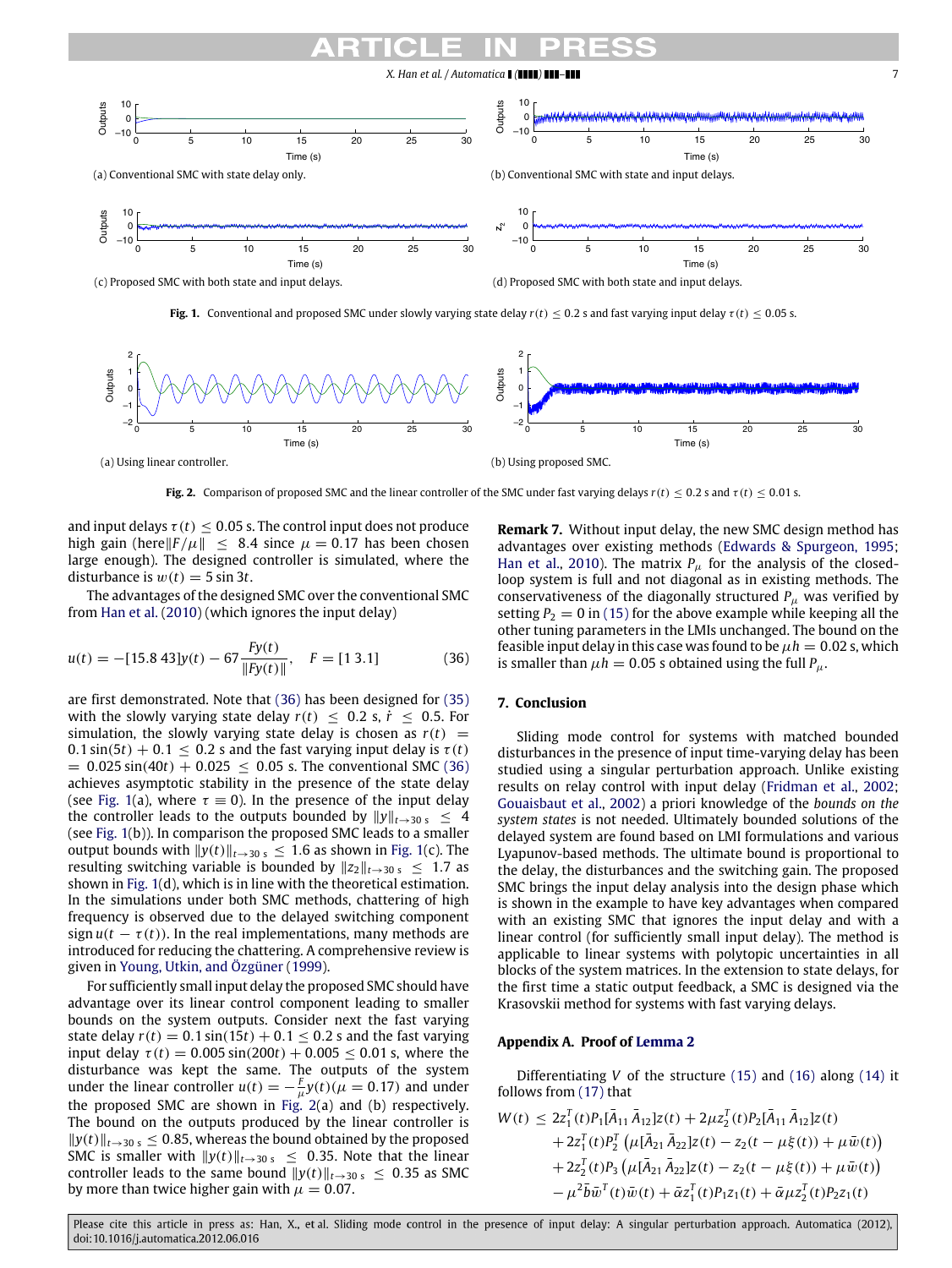(a) Conventional SMC with state delay only.

(b) Conventional SMC with state and input delays.

(c) Proposed SMC with both state and input delays.

(d) Proposed SMC with both state and input delays.

**Fig. 1.** Conventional and proposed SMC under slowly varying state delay $r(t) \le 0.2$ s and fast varying input delay $\tau(t) \le 0.05$ s.

(a) Using linear controller.

(b) Using proposed SMC.

**Fig. 2.** Comparison of proposed SMC and the linear controller of the SMC under fast varying delays $r(t) \le 0.2$ s and $\tau(t) \le 0.01$ s.

and input delays $\tau(t) \le 0.05$ s. The control input does not produce high gain (here$\|F/\mu\| \le 8.4$ since $\mu = 0.17$ has been chosen large enough). The designed controller is simulated, where the disturbance is $w(t) = 5\sin 3t$.

The advantages of the designed SMC over the conventional SMC from Han et al. (2010) (which ignores the input delay)

$$u(t) = -[15.8\ 43]y(t) - 67\frac{Fy(t)}{\|Fy(t)\|}, \quad F = [1\ 3.1] \tag{36}$$

are first demonstrated. Note that (36) has been designed for (35) with the slowly varying state delay $r(t) \le 0.2$ s, $\dot{r} \le 0.5$. For simulation, the slowly varying state delay is chosen as $r(t) = 0.1\sin(5t) + 0.1 \le 0.2$ s and the fast varying input delay is $\tau(t) = 0.025\sin(40t) + 0.025 \le 0.05$ s. The conventional SMC (36) achieves asymptotic stability in the presence of the state delay (see Fig. 1(a), where $\tau \equiv 0$). In the presence of the input delay the controller leads to the outputs bounded by $\|y\|_{t\to 30\text{ s}} \le 4$ (see Fig. 1(b)). In comparison the proposed SMC leads to a smaller output bounds with $\|y(t)\|_{t\to 30\text{ s}} \le 1.6$ as shown in Fig. 1(c). The resulting switching variable is bounded by $\|z_2\|_{t\to 30\text{ s}} \le 1.7$ as shown in Fig. 1(d), which is in line with the theoretical estimation. In the simulations under both SMC methods, chattering of high frequency is observed due to the delayed switching component $\operatorname{sign} u(t - \tau(t))$. In the real implementations, many methods are introduced for reducing the chattering. A comprehensive review is given in Young, Utkin, and Özgüner (1999).

For sufficiently small input delay the proposed SMC should have advantage over its linear control component leading to smaller bounds on the system outputs. Consider next the fast varying state delay $r(t) = 0.1\sin(15t) + 0.1 \le 0.2$ s and the fast varying input delay $\tau(t) = 0.005\sin(200t) + 0.005 \le 0.01$ s, where the disturbance was kept the same. The outputs of the system under the linear controller $u(t) = -\frac{F}{\mu}y(t)(\mu = 0.17)$ and under the proposed SMC are shown in Fig. 2(a) and (b) respectively. The bound on the outputs produced by the linear controller is $\|y(t)\|_{t\to 30\text{ s}} \le 0.85$, whereas the bound obtained by the proposed SMC is smaller with $\|y(t)\|_{t\to 30\text{ s}} \le 0.35$. Note that the linear controller leads to the same bound $\|y(t)\|_{t\to 30\text{ s}} \le 0.35$ as SMC by more than twice higher gain with $\mu = 0.07$.

**Remark 7.** Without input delay, the new SMC design method has advantages over existing methods (Edwards & Spurgeon, 1995; Han et al., 2010). The matrix $P_\mu$ for the analysis of the closed-loop system is full and not diagonal as in existing methods. The conservativeness of the diagonally structured $P_\mu$ was verified by setting $P_2 = 0$ in (15) for the above example while keeping all the other tuning parameters in the LMIs unchanged. The bound on the feasible input delay in this case was found to be $\mu h = 0.02$ s, which is smaller than $\mu h = 0.05$ s obtained using the full $P_\mu$.

## 7. Conclusion

Sliding mode control for systems with matched bounded disturbances in the presence of input time-varying delay has been studied using a singular perturbation approach. Unlike existing results on relay control with input delay (Fridman et al., 2002; Gouaisbaut et al., 2002) a priori knowledge of the *bounds on the system states* is not needed. Ultimately bounded solutions of the delayed system are found based on LMI formulations and various Lyapunov-based methods. The ultimate bound is proportional to the delay, the disturbances and the switching gain. The proposed SMC brings the input delay analysis into the design phase which is shown in the example to have key advantages when compared with an existing SMC that ignores the input delay and with a linear control (for sufficiently small input delay). The method is applicable to linear systems with polytopic uncertainties in all blocks of the system matrices. In the extension to state delays, for the first time a static output feedback, a SMC is designed via the Krasovskii method for systems with fast varying delays.

## Appendix A. Proof of Lemma 2

Differentiating $V$ of the structure (15) and (16) along (14) it follows from (17) that

$$\begin{aligned}
W(t) \le\ & 2z_1^T(t)P_1[\bar{A}_{11}\ \bar{A}_{12}]z(t) + 2\mu z_2^T(t)P_2[\bar{A}_{11}\ \bar{A}_{12}]z(t) \\
& + 2z_1^T(t)P_2^T\left(\mu[\bar{A}_{21}\ \bar{A}_{22}]z(t) - z_2(t - \mu\xi(t)) + \mu\bar{w}(t)\right) \\
& + 2z_2^T(t)P_3\left(\mu[\bar{A}_{21}\ \bar{A}_{22}]z(t) - z_2(t - \mu\xi(t)) + \mu\bar{w}(t)\right) \\
& - \mu^2\bar{b}\bar{w}^T(t)\bar{w}(t) + \bar{\alpha}z_1^T(t)P_1z_1(t) + \bar{\alpha}\mu z_2^T(t)P_2z_1(t)
\end{aligned}$$

Please cite this article in press as: Han, X., et al. Sliding mode control in the presence of input delay: A singular perturbation approach. Automatica (2012), doi:10.1016/j.automatica.2012.06.016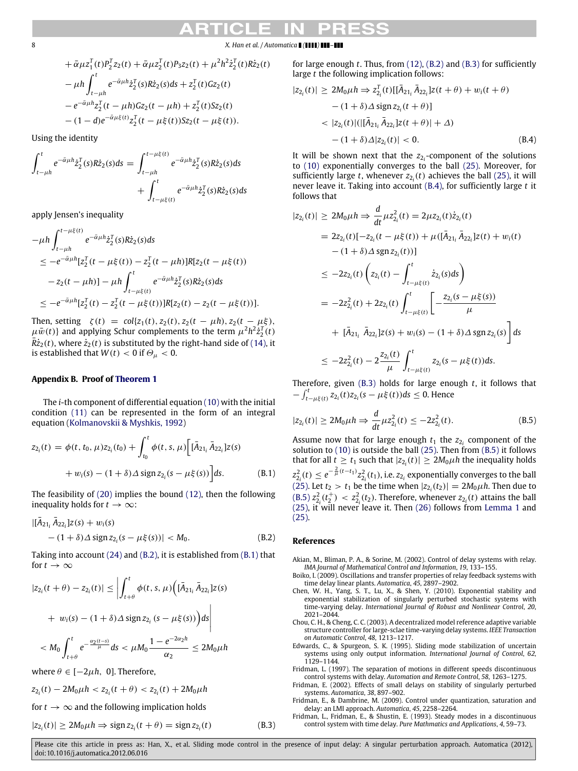$$
\begin{aligned}
&+ \bar{\alpha}\mu z_1^T(t)P_2^T z_2(t) + \bar{\alpha}\mu z_2^T(t)P_3 z_2(t) + \mu^2 h^2 \dot{z}_2^T(t)R\dot{z}_2(t) \\
&- \mu h \int_{t-\mu h}^{t} e^{-\bar{\alpha}\mu h}\dot{z}_2^T(s)R\dot{z}_2(s)ds + z_2^T(t)Gz_2(t) \\
&- e^{-\bar{\alpha}\mu h} z_2^T(t-\mu h)Gz_2(t-\mu h) + z_2^T(t)Sz_2(t) \\
&- (1-d)e^{-\bar{\alpha}\mu\xi(t)} z_2^T(t-\mu\xi(t))Sz_2(t-\mu\xi(t)).
\end{aligned}
$$

Using the identity

$$
\int_{t-\mu h}^{t} e^{-\bar{\alpha}\mu h}\dot{z}_2^T(s)R\dot{z}_2(s)ds = \int_{t-\mu h}^{t-\mu\xi(t)} e^{-\bar{\alpha}\mu h}\dot{z}_2^T(s)R\dot{z}_2(s)ds + \int_{t-\mu\xi(t)}^{t} e^{-\bar{\alpha}\mu h}\dot{z}_2^T(s)R\dot{z}_2(s)ds
$$

apply Jensen's inequality

$$
\begin{aligned}
&-\mu h \int_{t-\mu h}^{t-\mu\xi(t)} e^{-\bar{\alpha}\mu h}\dot{z}_2^T(s)R\dot{z}_2(s)ds \\
&\le -e^{-\bar{\alpha}\mu h}[z_2^T(t-\mu\xi(t)) - z_2^T(t-\mu h)]R[z_2(t-\mu\xi(t)) \\
&\quad - z_2(t-\mu h)] - \mu h \int_{t-\mu\xi(t)}^{t} e^{-\bar{\alpha}\mu h}\dot{z}_2^T(s)R\dot{z}_2(s)ds \\
&\le -e^{-\bar{\alpha}\mu h}[z_2^T(t) - z_2^T(t-\mu\xi(t))]R[z_2(t) - z_2(t-\mu\xi(t))].
\end{aligned}
$$

Then, setting $\zeta(t) = col\{z_1(t), z_2(t), z_2(t-\mu h), z_2(t-\mu\xi), \mu\bar{w}(t)\}$ and applying Schur complements to the term $\mu^2 h^2 \dot{z}_2^T(t) R\dot{z}_2(t)$, where $\dot{z}_2(t)$ is substituted by the right-hand side of (14), it is established that $W(t) < 0$ if $\Theta_\mu < 0$.

## Appendix B. Proof of Theorem 1

The $i$-th component of differential equation (10) with the initial condition (11) can be represented in the form of an integral equation (Kolmanovskii & Myshkis, 1992)

$$
\begin{aligned}
z_{2_i}(t) = \phi(t, t_0, \mu)z_{2_i}(t_0) + \int_{t_0}^{t} \phi(t, s, \mu)\Big[[\bar{A}_{21_i}\ \bar{A}_{22_i}]z(s) \\
+ w_i(s) - (1+\delta)\Delta\, \mathrm{sign}\, z_{2_i}(s-\mu\xi(s))\Big]ds. \qquad \text{(B.1)}
\end{aligned}
$$

The feasibility of (20) implies the bound (12), then the following inequality holds for $t \to \infty$:

$$
\begin{aligned}
&|[\bar{A}_{21_i}\ \bar{A}_{22_i}]z(s) + w_i(s) \\
&\quad - (1+\delta)\Delta\, \mathrm{sign}\, z_{2_i}(s-\mu\xi(s))| < M_0. \qquad \text{(B.2)}
\end{aligned}
$$

Taking into account (24) and (B.2), it is established from (B.1) that for $t \to \infty$

$$
\begin{aligned}
|z_{2_i}(t+\theta) - z_{2_i}(t)| &\le \Bigg|\int_{t+\theta}^{t} \phi(t, s, \mu)\Big([\bar{A}_{21_i}\ \bar{A}_{22_i}]z(s) \\
&\quad + w_i(s) - (1+\delta)\Delta\, \mathrm{sign}\, z_{2_i}(s-\mu\xi(s))\Big)ds\Bigg| \\
&< M_0 \int_{t+\theta}^{t} e^{-\frac{\alpha_2(t-s)}{\mu}}ds < \mu M_0 \frac{1-e^{-2\alpha_2 h}}{\alpha_2} \le 2M_0\mu h
\end{aligned}
$$

where $\theta \in [-2\mu h,\ 0]$. Therefore,

$$
z_{2_i}(t) - 2M_0\mu h < z_{2_i}(t+\theta) < z_{2_i}(t) + 2M_0\mu h
$$

for $t \to \infty$ and the following implication holds

$$
|z_{2_i}(t)| \ge 2M_0\mu h \Rightarrow \mathrm{sign}\, z_{2_i}(t+\theta) = \mathrm{sign}\, z_{2_i}(t) \qquad \text{(B.3)}
$$

for large enough $t$. Thus, from (12), (B.2) and (B.3) for sufficiently large $t$ the following implication follows:

$$
\begin{aligned}
|z_{2_i}(t)| \ge 2M_0\mu h &\Rightarrow z_{2_i}^T(t)[[\bar{A}_{21_i}\ \bar{A}_{22_i}]z(t+\theta) + w_i(t+\theta) \\
&\quad - (1+\delta)\Delta\, \mathrm{sign}\, z_{2_i}(t+\theta)] \\
&< |z_{2_i}(t)|(|[\bar{A}_{21_i}\ \bar{A}_{22_i}]z(t+\theta)| + \Delta) \\
&\quad - (1+\delta)\Delta|z_{2_i}(t)| < 0. \qquad \text{(B.4)}
\end{aligned}
$$

It will be shown next that the $z_{2_i}$-component of the solutions to (10) exponentially converges to the ball (25). Moreover, for sufficiently large $t$, whenever $z_{2_i}(t)$ achieves the ball (25), it will never leave it. Taking into account (B.4), for sufficiently large $t$ it follows that

$$
\begin{aligned}
|z_{2_i}(t)| \ge 2M_0\mu h &\Rightarrow \frac{d}{dt}\mu z_{2_i}^2(t) = 2\mu z_{2_i}(t)\dot{z}_{2_i}(t) \\
&= 2z_{2_i}(t)[-z_{2_i}(t-\mu\xi(t)) + \mu([\bar{A}_{21_i}\ \bar{A}_{22_i}]z(t) + w_i(t) \\
&\quad - (1+\delta)\Delta\, \mathrm{sgn}\, z_{2_i}(t))] \\
&\le -2z_{2_i}(t)\left(z_{2_i}(t) - \int_{t-\mu\xi(t)}^{t} \dot{z}_{2_i}(s)ds\right) \\
&= -2z_{2_i}^2(t) + 2z_{2_i}(t)\int_{t-\mu\xi(t)}^{t}\Bigg[-\frac{z_{2_i}(s-\mu\xi(s))}{\mu} \\
&\quad + [\bar{A}_{21_i}\ \bar{A}_{22_i}]z(s) + w_i(s) - (1+\delta)\Delta\, \mathrm{sgn}\, z_{2_i}(s)\Bigg]ds \\
&\le -2z_{2_i}^2(t) - 2\frac{z_{2_i}(t)}{\mu}\int_{t-\mu\xi(t)}^{t} z_{2_i}(s-\mu\xi(t))ds.
\end{aligned}
$$

Therefore, given (B.3) holds for large enough $t$, it follows that $-\int_{t-\mu\xi(t)}^{t} z_{2_i}(t)z_{2_i}(s-\mu\xi(t))ds \le 0$. Hence

$$
|z_{2_i}(t)| \ge 2M_0\mu h \Rightarrow \frac{d}{dt}\mu z_{2_i}^2(t) \le -2z_{2_i}^2(t). \qquad \text{(B.5)}
$$

Assume now that for large enough $t_1$ the $z_{2_i}$ component of the solution to (10) is outside the ball (25). Then from (B.5) it follows that for all $t \ge t_1$ such that $|z_{2_i}(t)| \ge 2M_0\mu h$ the inequality holds $z_{2_i}^2(t) \le e^{-\frac{2}{\mu}(t-t_1)}z_{2_i}^2(t_1)$, i.e. $z_{2_i}$ exponentially converges to the ball (25). Let $t_2 > t_1$ be the time when $|z_{2_i}(t_2)| = 2M_0\mu h$. Then due to (B.5) $z_{2_i}^2(t_2^+) < z_{2_i}^2(t_2)$. Therefore, whenever $z_{2_i}(t)$ attains the ball (25), it will never leave it. Then (26) follows from Lemma 1 and (25).

## References

Akian, M., Bliman, P. A., & Sorine, M. (2002). Control of delay systems with relay. *IMA Journal of Mathematical Control and Information*, *19*, 133–155.

Boiko, I. (2009). Oscillations and transfer properties of relay feedback systems with time delay linear plants. *Automatica*, *45*, 2897–2902.

Chen, W. H., Yang, S. T., Lu, X., & Shen, Y. (2010). Exponential stability and exponential stabilization of singularly perturbed stochastic systems with time-varying delay. *International Journal of Robust and Nonlinear Control*, *20*, 2021–2044.

Chou, C. H., & Cheng, C. C. (2003). A decentralized model reference adaptive variable structure controller for large-sclae time-varying delay systems. *IEEE Transaction on Automatic Control*, *48*, 1213–1217.

Edwards, C., & Spurgeon, S. K. (1995). Sliding mode stabilization of uncertain systems using only output information. *International Journal of Control*, *62*, 1129–1144.

Fridman, L. (1997). The separation of motions in different speeds discontinuous control systems with delay. *Automation and Remote Control*, *58*, 1263–1275.

Fridman, E. (2002). Effects of small delays on stability of singularly perturbed systems. *Automatica*, *38*, 897–902.

Fridman, E., & Dambrine, M. (2009). Control under quantization, saturation and delay: an LMI approach. *Automatica*, *45*, 2258–2264.

Fridman, L., Fridman, E., & Shustin, E. (1993). Steady modes in a discontinuous control system with time delay. *Pure Mathmatics and Applications*, *4*, 59–73.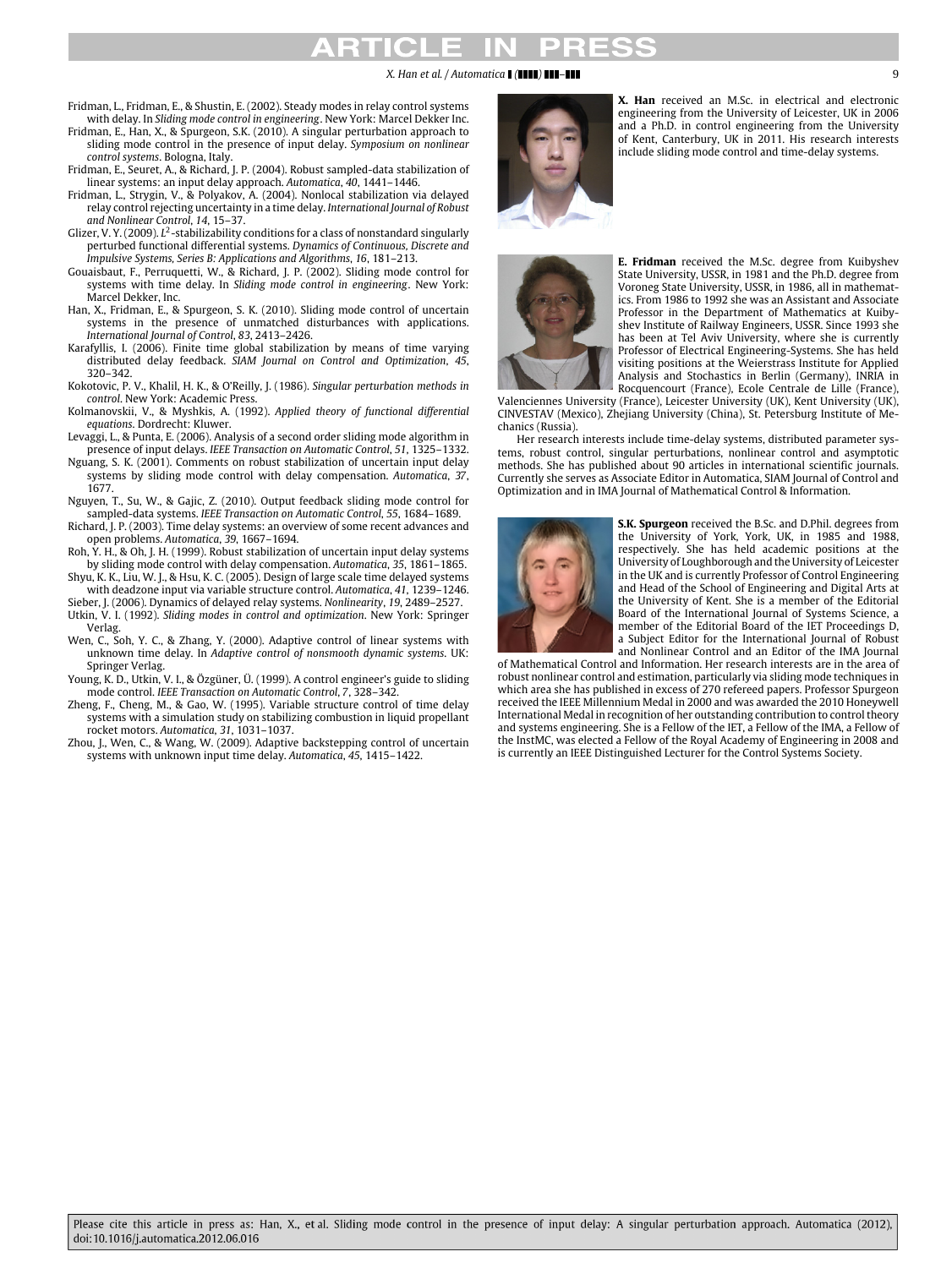Fridman, L., Fridman, E., & Shustin, E. (2002). Steady modes in relay control systems with delay. In *Sliding mode control in engineering*. New York: Marcel Dekker Inc.

Fridman, E., Han, X., & Spurgeon, S.K. (2010). A singular perturbation approach to sliding mode control in the presence of input delay. *Symposium on nonlinear control systems*. Bologna, Italy.

Fridman, E., Seuret, A., & Richard, J. P. (2004). Robust sampled-data stabilization of linear systems: an input delay approach. *Automatica*, *40*, 1441–1446.

Fridman, L., Strygin, V., & Polyakov, A. (2004). Nonlocal stabilization via delayed relay control rejecting uncertainty in a time delay. *International Journal of Robust and Nonlinear Control*, *14*, 15–37.

Glizer, V. Y. (2009). $L^2$-stabilizability conditions for a class of nonstandard singularly perturbed functional differential systems. *Dynamics of Continuous, Discrete and Impulsive Systems, Series B: Applications and Algorithms*, *16*, 181–213.

Gouaisbaut, F., Perruquetti, W., & Richard, J. P. (2002). Sliding mode control for systems with time delay. In *Sliding mode control in engineering*. New York: Marcel Dekker, Inc.

Han, X., Fridman, E., & Spurgeon, S. K. (2010). Sliding mode control of uncertain systems in the presence of unmatched disturbances with applications. *International Journal of Control*, *83*, 2413–2426.

Karafyllis, I. (2006). Finite time global stabilization by means of time varying distributed delay feedback. *SIAM Journal on Control and Optimization*, *45*, 320–342.

Kokotovic, P. V., Khalil, H. K., & O'Reilly, J. (1986). *Singular perturbation methods in control*. New York: Academic Press.

Kolmanovskii, V., & Myshkis, A. (1992). *Applied theory of functional differential equations*. Dordrecht: Kluwer.

Levaggi, L., & Punta, E. (2006). Analysis of a second order sliding mode algorithm in presence of input delays. *IEEE Transaction on Automatic Control*, *51*, 1325–1332.

Nguang, S. K. (2001). Comments on robust stabilization of uncertain input delay systems by sliding mode control with delay compensation. *Automatica*, *37*, 1677.

Nguyen, T., Su, W., & Gajic, Z. (2010). Output feedback sliding mode control for sampled-data systems. *IEEE Transaction on Automatic Control*, *55*, 1684–1689.

Richard, J. P. (2003). Time delay systems: an overview of some recent advances and open problems. *Automatica*, *39*, 1667–1694.

Roh, Y. H., & Oh, J. H. (1999). Robust stabilization of uncertain input delay systems by sliding mode control with delay compensation. *Automatica*, *35*, 1861–1865.

Shyu, K. K., Liu, W. J., & Hsu, K. C. (2005). Design of large scale time delayed systems with deadzone input via variable structure control. *Automatica*, *41*, 1239–1246.

Sieber, J. (2006). Dynamics of delayed relay systems. *Nonlinearity*, *19*, 2489–2527.

Utkin, V. I. (1992). *Sliding modes in control and optimization*. New York: Springer Verlag.

Wen, C., Soh, Y. C., & Zhang, Y. (2000). Adaptive control of linear systems with unknown time delay. In *Adaptive control of nonsmooth dynamic systems*. UK: Springer Verlag.

Young, K. D., Utkin, V. I., & Özgüner, Ü. (1999). A control engineer's guide to sliding mode control. *IEEE Transaction on Automatic Control*, *7*, 328–342.

Zheng, F., Cheng, M., & Gao, W. (1995). Variable structure control of time delay systems with a simulation study on stabilizing combustion in liquid propellant rocket motors. *Automatica*, *31*, 1031–1037.

Zhou, J., Wen, C., & Wang, W. (2009). Adaptive backstepping control of uncertain systems with unknown input time delay. *Automatica*, *45*, 1415–1422.

**X. Han** received an M.Sc. in electrical and electronic engineering from the University of Leicester, UK in 2006 and a Ph.D. in control engineering from the University of Kent, Canterbury, UK in 2011. His research interests include sliding mode control and time-delay systems.

**E. Fridman** received the M.Sc. degree from Kuibyshev State University, USSR, in 1981 and the Ph.D. degree from Voroneg State University, USSR, in 1986, all in mathematics. From 1986 to 1992 she was an Assistant and Associate Professor in the Department of Mathematics at Kuibyshev Institute of Railway Engineers, USSR. Since 1993 she has been at Tel Aviv University, where she is currently Professor of Electrical Engineering-Systems. She has held visiting positions at the Weierstrass Institute for Applied Analysis and Stochastics in Berlin (Germany), INRIA in Rocquencourt (France), Ecole Centrale de Lille (France), Valenciennes University (France), Leicester University (UK), Kent University (UK), CINVESTAV (Mexico), Zhejiang University (China), St. Petersburg Institute of Mechanics (Russia).

Her research interests include time-delay systems, distributed parameter systems, robust control, singular perturbations, nonlinear control and asymptotic methods. She has published about 90 articles in international scientific journals. Currently she serves as Associate Editor in Automatica, SIAM Journal of Control and Optimization and in IMA Journal of Mathematical Control & Information.

**S.K. Spurgeon** received the B.Sc. and D.Phil. degrees from the University of York, York, UK, in 1985 and 1988, respectively. She has held academic positions at the University of Loughborough and the University of Leicester in the UK and is currently Professor of Control Engineering and Head of the School of Engineering and Digital Arts at the University of Kent. She is a member of the Editorial Board of the International Journal of Systems Science, a member of the Editorial Board of the IET Proceedings D, a Subject Editor for the International Journal of Robust and Nonlinear Control and an Editor of the IMA Journal of Mathematical Control and Information. Her research interests are in the area of robust nonlinear control and estimation, particularly via sliding mode techniques in which area she has published in excess of 270 refereed papers. Professor Spurgeon received the IEEE Millennium Medal in 2000 and was awarded the 2010 Honeywell International Medal in recognition of her outstanding contribution to control theory and systems engineering. She is a Fellow of the IET, a Fellow of the IMA, a Fellow of the InstMC, was elected a Fellow of the Royal Academy of Engineering in 2008 and is currently an IEEE Distinguished Lecturer for the Control Systems Society.